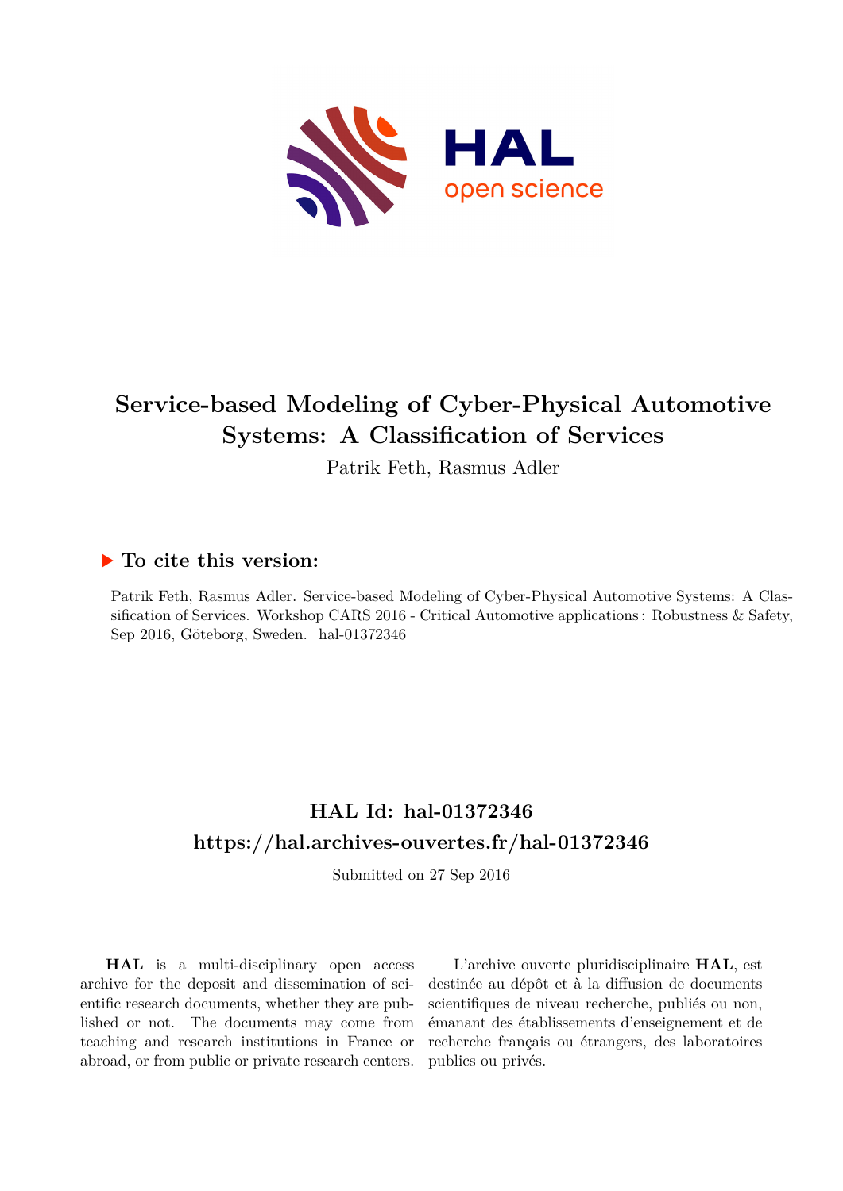# Service-based Modeling of Cyber-Physical Automotive Systems: A Classification of Services

Patrik Feth, Rasmus Adler

## ▶ To cite this version:

Patrik Feth, Rasmus Adler. Service-based Modeling of Cyber-Physical Automotive Systems: A Classification of Services. Workshop CARS 2016 - Critical Automotive applications : Robustness & Safety, Sep 2016, Göteborg, Sweden. hal-01372346

## HAL Id: hal-01372346

## https://hal.archives-ouvertes.fr/hal-01372346

Submitted on 27 Sep 2016

**HAL** is a multi-disciplinary open access archive for the deposit and dissemination of scientific research documents, whether they are published or not. The documents may come from teaching and research institutions in France or abroad, or from public or private research centers.

L'archive ouverte pluridisciplinaire **HAL**, est destinée au dépôt et à la diffusion de documents scientifiques de niveau recherche, publiés ou non, émanant des établissements d'enseignement et de recherche français ou étrangers, des laboratoires publics ou privés.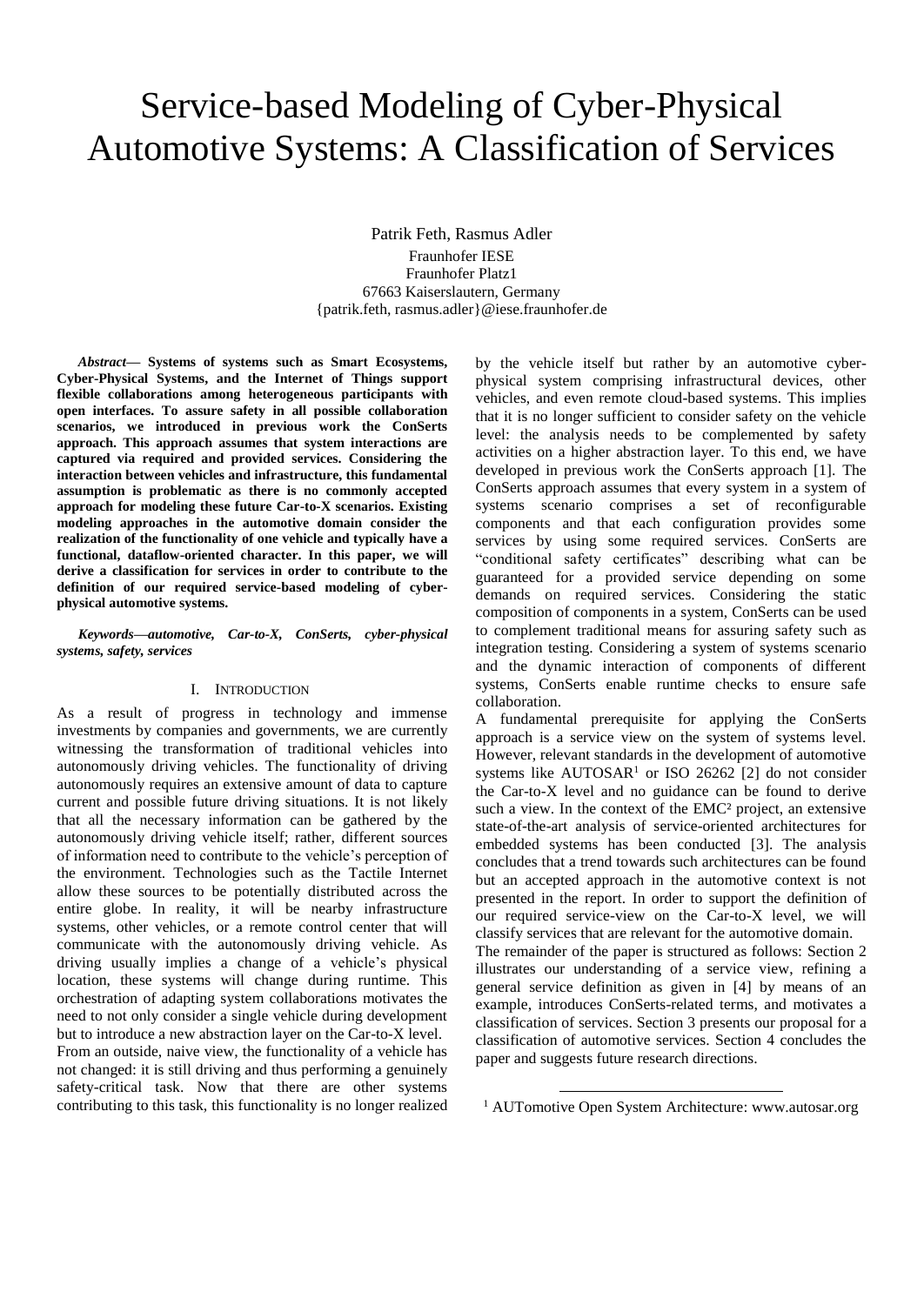# Service-based Modeling of Cyber-Physical Automotive Systems: A Classification of Services

Patrik Feth, Rasmus Adler

Fraunhofer IESE
Fraunhofer Platz1
67663 Kaiserslautern, Germany
{patrik.feth, rasmus.adler}@iese.fraunhofer.de

***Abstract*— Systems of systems such as Smart Ecosystems, Cyber-Physical Systems, and the Internet of Things support flexible collaborations among heterogeneous participants with open interfaces. To assure safety in all possible collaboration scenarios, we introduced in previous work the ConSerts approach. This approach assumes that system interactions are captured via required and provided services. Considering the interaction between vehicles and infrastructure, this fundamental assumption is problematic as there is no commonly accepted approach for modeling these future Car-to-X scenarios. Existing modeling approaches in the automotive domain consider the realization of the functionality of one vehicle and typically have a functional, dataflow-oriented character. In this paper, we will derive a classification for services in order to contribute to the definition of our required service-based modeling of cyber-physical automotive systems.**

***Keywords—automotive, Car-to-X, ConSerts, cyber-physical systems, safety, services***

## I. Introduction

As a result of progress in technology and immense investments by companies and governments, we are currently witnessing the transformation of traditional vehicles into autonomously driving vehicles. The functionality of driving autonomously requires an extensive amount of data to capture current and possible future driving situations. It is not likely that all the necessary information can be gathered by the autonomously driving vehicle itself; rather, different sources of information need to contribute to the vehicle's perception of the environment. Technologies such as the Tactile Internet allow these sources to be potentially distributed across the entire globe. In reality, it will be nearby infrastructure systems, other vehicles, or a remote control center that will communicate with the autonomously driving vehicle. As driving usually implies a change of a vehicle's physical location, these systems will change during runtime. This orchestration of adapting system collaborations motivates the need to not only consider a single vehicle during development but to introduce a new abstraction layer on the Car-to-X level.

From an outside, naive view, the functionality of a vehicle has not changed: it is still driving and thus performing a genuinely safety-critical task. Now that there are other systems contributing to this task, this functionality is no longer realized by the vehicle itself but rather by an automotive cyber-physical system comprising infrastructural devices, other vehicles, and even remote cloud-based systems. This implies that it is no longer sufficient to consider safety on the vehicle level: the analysis needs to be complemented by safety activities on a higher abstraction layer. To this end, we have developed in previous work the ConSerts approach [1]. The ConSerts approach assumes that every system in a system of systems scenario comprises a set of reconfigurable components and that each configuration provides some services by using some required services. ConSerts are "conditional safety certificates" describing what can be guaranteed for a provided service depending on some demands on required services. Considering the static composition of components in a system, ConSerts can be used to complement traditional means for assuring safety such as integration testing. Considering a system of systems scenario and the dynamic interaction of components of different systems, ConSerts enable runtime checks to ensure safe collaboration.

A fundamental prerequisite for applying the ConSerts approach is a service view on the system of systems level. However, relevant standards in the development of automotive systems like AUTOSAR[1] or ISO 26262 [2] do not consider the Car-to-X level and no guidance can be found to derive such a view. In the context of the EMC² project, an extensive state-of-the-art analysis of service-oriented architectures for embedded systems has been conducted [3]. The analysis concludes that a trend towards such architectures can be found but an accepted approach in the automotive context is not presented in the report. In order to support the definition of our required service-view on the Car-to-X level, we will classify services that are relevant for the automotive domain.

The remainder of the paper is structured as follows: Section 2 illustrates our understanding of a service view, refining a general service definition as given in [4] by means of an example, introduces ConSerts-related terms, and motivates a classification of services. Section 3 presents our proposal for a classification of automotive services. Section 4 concludes the paper and suggests future research directions.

[1] AUTomotive Open System Architecture: www.autosar.org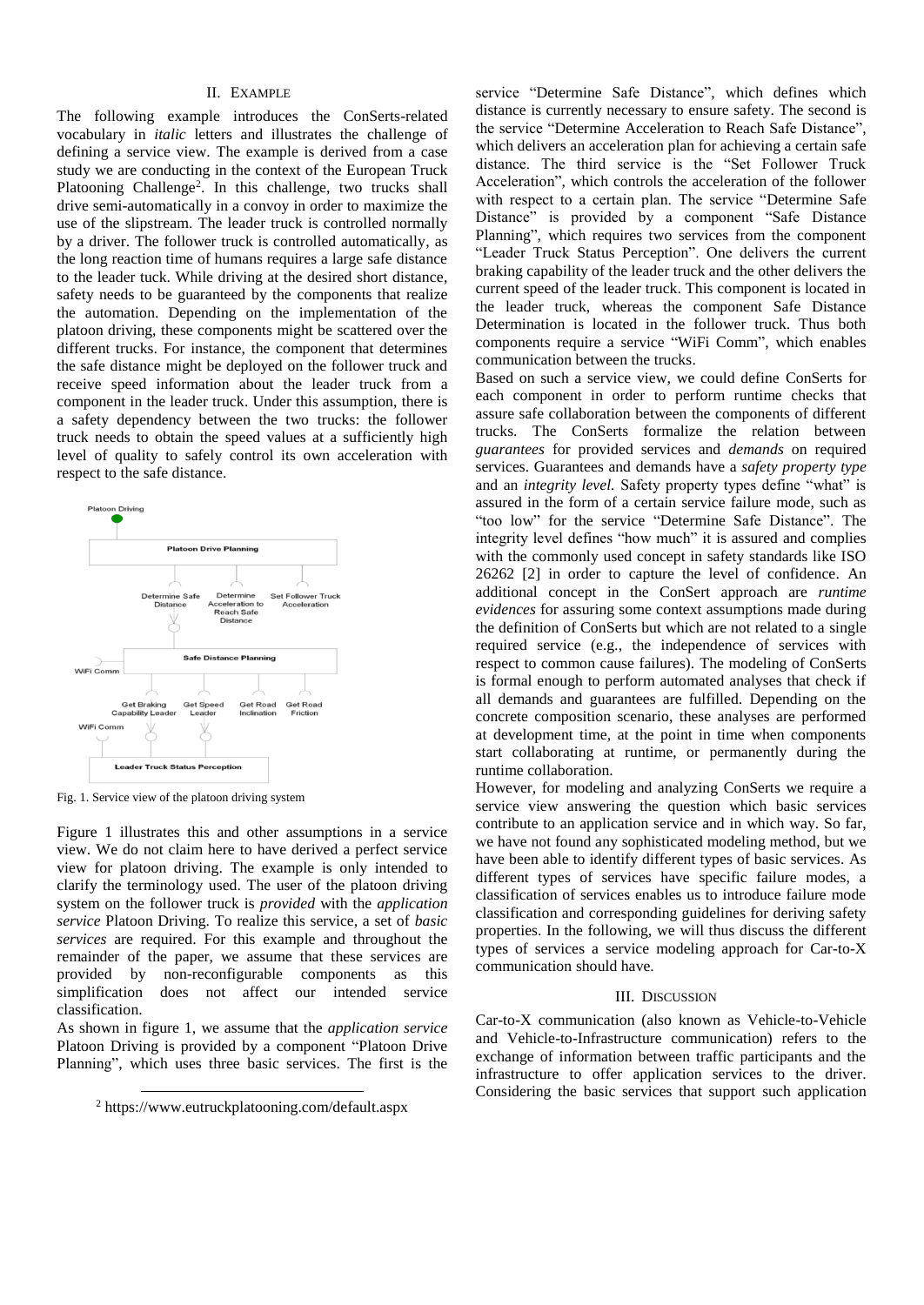## II. EXAMPLE

The following example introduces the ConSerts-related vocabulary in *italic* letters and illustrates the challenge of defining a service view. The example is derived from a case study we are conducting in the context of the European Truck Platooning Challenge[2]. In this challenge, two trucks shall drive semi-automatically in a convoy in order to maximize the use of the slipstream. The leader truck is controlled normally by a driver. The follower truck is controlled automatically, as the long reaction time of humans requires a large safe distance to the leader tuck. While driving at the desired short distance, safety needs to be guaranteed by the components that realize the automation. Depending on the implementation of the platoon driving, these components might be scattered over the different trucks. For instance, the component that determines the safe distance might be deployed on the follower truck and receive speed information about the leader truck from a component in the leader truck. Under this assumption, there is a safety dependency between the two trucks: the follower truck needs to obtain the speed values at a sufficiently high level of quality to safely control its own acceleration with respect to the safe distance.

Fig. 1. Service view of the platoon driving system

Figure 1 illustrates this and other assumptions in a service view. We do not claim here to have derived a perfect service view for platoon driving. The example is only intended to clarify the terminology used. The user of the platoon driving system on the follower truck is *provided* with the *application service* Platoon Driving. To realize this service, a set of *basic services* are required. For this example and throughout the remainder of the paper, we assume that these services are provided by non-reconfigurable components as this simplification does not affect our intended service classification.

As shown in figure 1, we assume that the *application service* Platoon Driving is provided by a component "Platoon Drive Planning", which uses three basic services. The first is the service "Determine Safe Distance", which defines which distance is currently necessary to ensure safety. The second is the service "Determine Acceleration to Reach Safe Distance", which delivers an acceleration plan for achieving a certain safe distance. The third service is the "Set Follower Truck Acceleration", which controls the acceleration of the follower with respect to a certain plan. The service "Determine Safe Distance" is provided by a component "Safe Distance Planning", which requires two services from the component "Leader Truck Status Perception". One delivers the current braking capability of the leader truck and the other delivers the current speed of the leader truck. This component is located in the leader truck, whereas the component Safe Distance Determination is located in the follower truck. Thus both components require a service "WiFi Comm", which enables communication between the trucks.

Based on such a service view, we could define ConSerts for each component in order to perform runtime checks that assure safe collaboration between the components of different trucks. The ConSerts formalize the relation between *guarantees* for provided services and *demands* on required services. Guarantees and demands have a *safety property type* and an *integrity level.* Safety property types define "what" is assured in the form of a certain service failure mode, such as "too low" for the service "Determine Safe Distance". The integrity level defines "how much" it is assured and complies with the commonly used concept in safety standards like ISO 26262 [2] in order to capture the level of confidence. An additional concept in the ConSert approach are *runtime evidences* for assuring some context assumptions made during the definition of ConSerts but which are not related to a single required service (e.g., the independence of services with respect to common cause failures). The modeling of ConSerts is formal enough to perform automated analyses that check if all demands and guarantees are fulfilled. Depending on the concrete composition scenario, these analyses are performed at development time, at the point in time when components start collaborating at runtime, or permanently during the runtime collaboration.

However, for modeling and analyzing ConSerts we require a service view answering the question which basic services contribute to an application service and in which way. So far, we have not found any sophisticated modeling method, but we have been able to identify different types of basic services. As different types of services have specific failure modes, a classification of services enables us to introduce failure mode classification and corresponding guidelines for deriving safety properties. In the following, we will thus discuss the different types of services a service modeling approach for Car-to-X communication should have.

## III. DISCUSSION

Car-to-X communication (also known as Vehicle-to-Vehicle and Vehicle-to-Infrastructure communication) refers to the exchange of information between traffic participants and the infrastructure to offer application services to the driver. Considering the basic services that support such application

[2] https://www.eutruckplatooning.com/default.aspx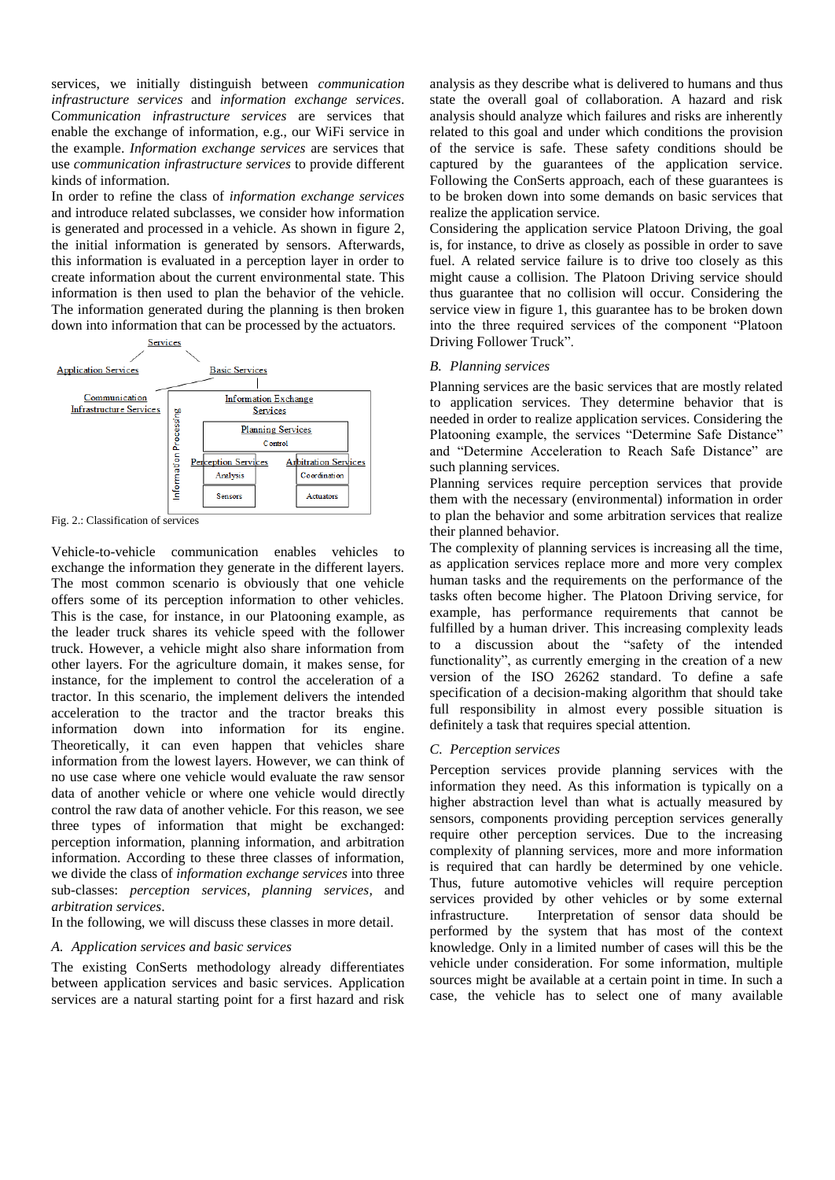services, we initially distinguish between *communication infrastructure services* and *information exchange services*. C*ommunication infrastructure services* are services that enable the exchange of information, e.g., our WiFi in the example. *Information exchange services* are services that use *communication infrastructure services* to provide different kinds of information.

In order to refine the class of *information exchange services* and introduce related subclasses, we consider how information is generated and processed in a vehicle. As shown in figure 2, the initial information is generated by sensors. Afterwards, this information is evaluated in a perception layer in order to create information about the current environmental state. This information is then used to plan the behavior of the vehicle. The information generated during the planning is then broken down into information that can be processed by the actuators.

Services
Application Services
Basic Services
Communication Infrastructure Services
Information Exchange Services
Information Processing
Planning Services
Control
Perception Services
Analysis
Arbitration Services
Coordination
Sensors
Actuators

Fig. 2.: Classification of services

Vehicle-to-vehicle communication enables vehicles to exchange the information they generate in the different layers. The most common scenario is obviously that one vehicle offers some of its perception information to other vehicles. This is the case, for instance, in our Platooning example, as the leader truck shares its vehicle speed with the follower truck. However, a vehicle might also share information from other layers. For the agriculture domain, it makes sense, for instance, for the implement to control the acceleration of a tractor. In this scenario, the implement delivers the intended acceleration to the tractor and the tractor breaks this information down into information for its engine. Theoretically, it can even happen that vehicles share information from the lowest layers. However, we can think of no use case where one vehicle would evaluate the raw sensor data of another vehicle or where one vehicle would directly control the raw data of another vehicle. For this reason, we see three types of information that might be exchanged: perception information, planning information, and arbitration information. According to these three classes of information, we divide the class of *information exchange services* into three sub-classes: *perception services*, *planning services*, and *arbitration services*.

In the following, we will discuss these classes in more detail.

### A. Application services and basic services

The existing ConSerts methodology already differentiates between application services and basic services. Application services are a natural starting point for a first hazard and risk analysis as they describe what is delivered to humans and thus state the overall goal of collaboration. A hazard and risk analysis should analyze which failures and risks are inherently related to this goal and under which conditions the provision of the service is safe. These safety conditions should be captured by the guarantees of the application service. Following the ConSerts approach, each of these guarantees is to be broken down into some demands on basic services that realize the application service.

Considering the application service Platoon Driving, the goal is, for instance, to drive as closely as possible in order to save fuel. A related service failure is to drive too closely as this might cause a collision. The Platoon Driving service should thus guarantee that no collision will occur. Considering the service view in figure 1, this guarantee has to be broken down into the three required services of the component "Platoon Driving Follower Truck".

### B. Planning services

Planning services are the basic services that are mostly related to application services. They determine behavior that is needed in order to realize application services. Considering the Platooning example, the services "Determine Safe Distance" and "Determine Acceleration to Reach Safe Distance" are such planning services.

Planning services require perception services that provide them with the necessary (environmental) information in order to plan the behavior and some arbitration services that realize their planned behavior.

The complexity of planning services is increasing all the time, as application services replace more and more very complex human tasks and the requirements on the performance of the tasks often become higher. The Platoon Driving service, for example, has performance requirements that cannot be fulfilled by a human driver. This increasing complexity leads to a discussion about the "safety of the intended functionality", as currently emerging in the context of a new version of the ISO 26262 standard. To define a safe specification of a decision-making algorithm that should take full responsibility in almost every possible situation is definitely a task that requires special attention.

### C. Perception services

Perception services provide planning services with the information they need. As this information is typically on a higher abstraction level than what is actually measured by sensors, components providing perception services generally require other perception services. Due to the increasing complexity of planning services, more and more information is required that can hardly be determined by one vehicle. Thus, future automotive vehicles will require perception services provided by other vehicles or by some external infrastructure. Interpretation of sensor data should be performed by the system that has most of the context knowledge. Only in a limited number of cases will this be the vehicle under consideration. For some information, multiple sources might be available at a certain point in time. In such a case, the vehicle has to select one of many available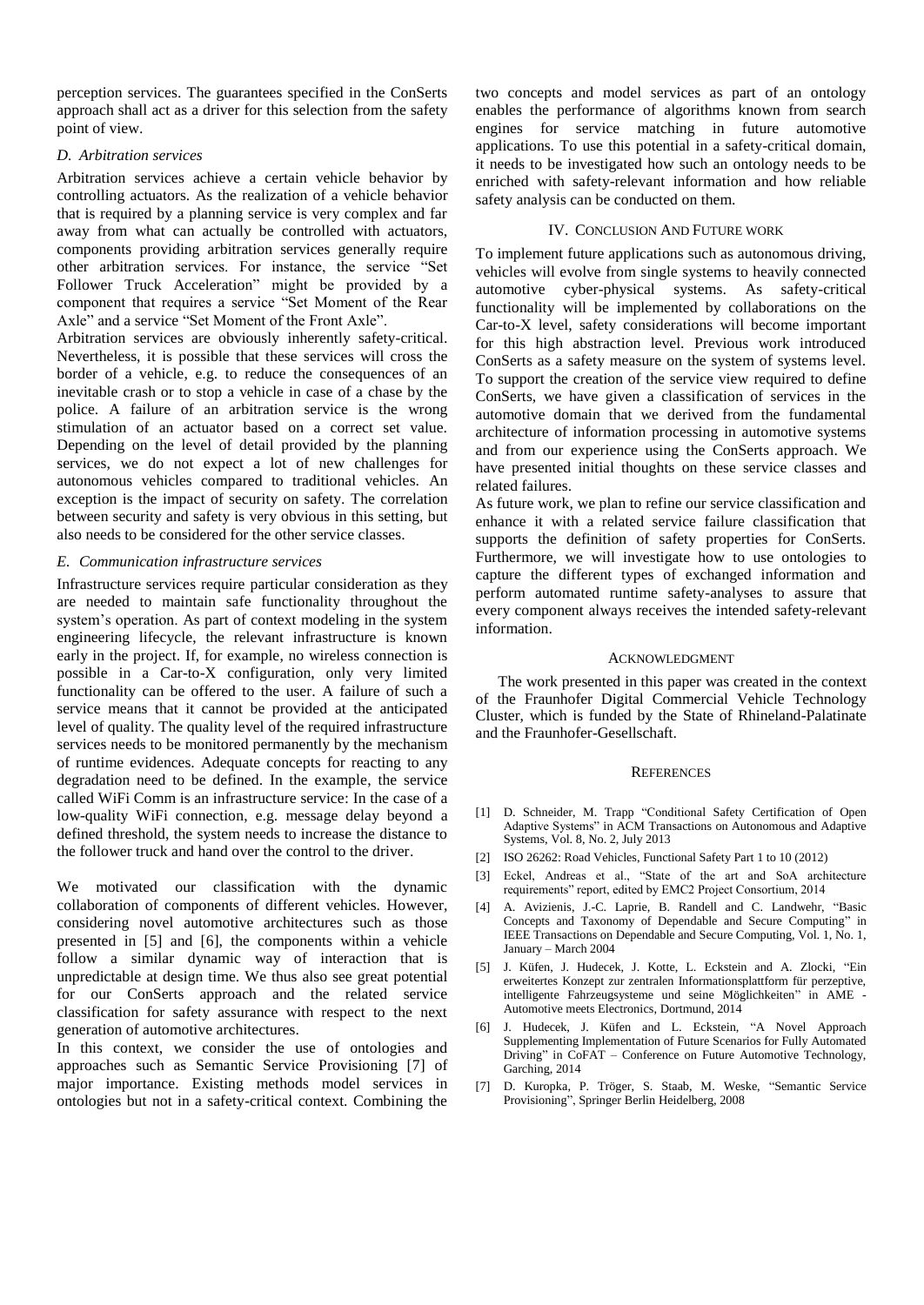perception services. The guarantees specified in the ConSerts approach shall act as a driver for this selection from the safety point of view.

### *D. Arbitration services*

Arbitration services achieve a certain vehicle behavior by controlling actuators. As the realization of a vehicle behavior that is required by a planning service is very complex and far away from what can actually be controlled with actuators, components providing arbitration services generally require other arbitration services. For instance, the service "Set Follower Truck Acceleration" might be provided by a component that requires a service "Set Moment of the Rear Axle" and a service "Set Moment of the Front Axle".

Arbitration services are obviously inherently safety-critical. Nevertheless, it is possible that these services will cross the border of a vehicle, e.g. to reduce the consequences of an inevitable crash or to stop a vehicle in case of a chase by the police. A failure of an arbitration service is the wrong stimulation of an actuator based on a correct set value. Depending on the level of detail provided by the planning services, we do not expect a lot of new challenges for autonomous vehicles compared to traditional vehicles. An exception is the impact of security on safety. The correlation between security and safety is very obvious in this setting, but also needs to be considered for the other service classes.

### *E. Communication infrastructure services*

Infrastructure services require particular consideration as they are needed to maintain safe functionality throughout the system's operation. As part of context modeling in the system engineering lifecycle, the relevant infrastructure is known early in the project. If, for example, no wireless connection is possible in a Car-to-X configuration, only very limited functionality can be offered to the user. A failure of such a service means that it cannot be provided at the anticipated level of quality. The quality level of the required infrastructure services needs to be monitored permanently by the mechanism of runtime evidences. Adequate concepts for reacting to any degradation need to be defined. In the example, the service called WiFi Comm is an infrastructure service: In the case of a low-quality WiFi connection, e.g. message delay beyond a defined threshold, the system needs to increase the distance to the follower truck and hand over the control to the driver.

We motivated our classification with the dynamic collaboration of components of different vehicles. However, considering novel automotive architectures such as those presented in [5] and [6], the components within a vehicle follow a similar dynamic way of interaction that is unpredictable at design time. We thus also see great potential for our ConSerts approach and the related service classification for safety assurance with respect to the next generation of automotive architectures.

In this context, we consider the use of ontologies and approaches such as Semantic Service Provisioning [7] of major importance. Existing methods model services in ontologies but not in a safety-critical context. Combining the two concepts and model services as part of an ontology enables the performance of algorithms known from search engines for service matching in future automotive applications. To use this potential in a safety-critical domain, it needs to be investigated how such an ontology needs to be enriched with safety-relevant information and how reliable safety analysis can be conducted on them.

## IV. Conclusion And Future work

To implement future applications such as autonomous driving, vehicles will evolve from single systems to heavily connected automotive cyber-physical systems. As safety-critical functionality will be implemented by collaborations on the Car-to-X level, safety considerations will become important for this high abstraction level. Previous work introduced ConSerts as a safety measure on the system of systems level. To support the creation of the service view required to define ConSerts, we have given a classification of services in the automotive domain that we derived from the fundamental architecture of information processing in automotive systems and from our experience using the ConSerts approach. We have presented initial thoughts on these service classes and related failures.

As future work, we plan to refine our service classification and enhance it with a related service failure classification that supports the definition of safety properties for ConSerts. Furthermore, we will investigate how to use ontologies to capture the different types of exchanged information and perform automated runtime safety-analyses to assure that every component always receives the intended safety-relevant information.

## Acknowledgment

The work presented in this paper was created in the context of the Fraunhofer Digital Commercial Vehicle Technology Cluster, which is funded by the State of Rhineland-Palatinate and the Fraunhofer-Gesellschaft.

## References

[1] D. Schneider, M. Trapp "Conditional Safety Certification of Open Adaptive Systems" in ACM Transactions on Autonomous and Adaptive Systems, Vol. 8, No. 2, July 2013

[2] ISO 26262: Road Vehicles, Functional Safety Part 1 to 10 (2012)

[3] Eckel, Andreas et al., "State of the art and SoA architecture requirements" report, edited by EMC2 Project Consortium, 2014

[4] A. Avizienis, J.-C. Laprie, B. Randell and C. Landwehr, "Basic Concepts and Taxonomy of Dependable and Secure Computing" in IEEE Transactions on Dependable and Secure Computing, Vol. 1, No. 1, January – March 2004

[5] J. Küfen, J. Hudecek, J. Kotte, L. Eckstein and A. Zlocki, "Ein erweitertes Konzept zur zentralen Informationsplattform für perzeptive, intelligente Fahrzeugsysteme und seine Möglichkeiten" in AME - Automotive meets Electronics, Dortmund, 2014

[6] J. Hudecek, J. Küfen and L. Eckstein, "A Novel Approach Supplementing Implementation of Future Scenarios for Fully Automated Driving" in CoFAT – Conference on Future Automotive Technology, Garching, 2014

[7] D. Kuropka, P. Tröger, S. Staab, M. Weske, "Semantic Service Provisioning", Springer Berlin Heidelberg, 2008